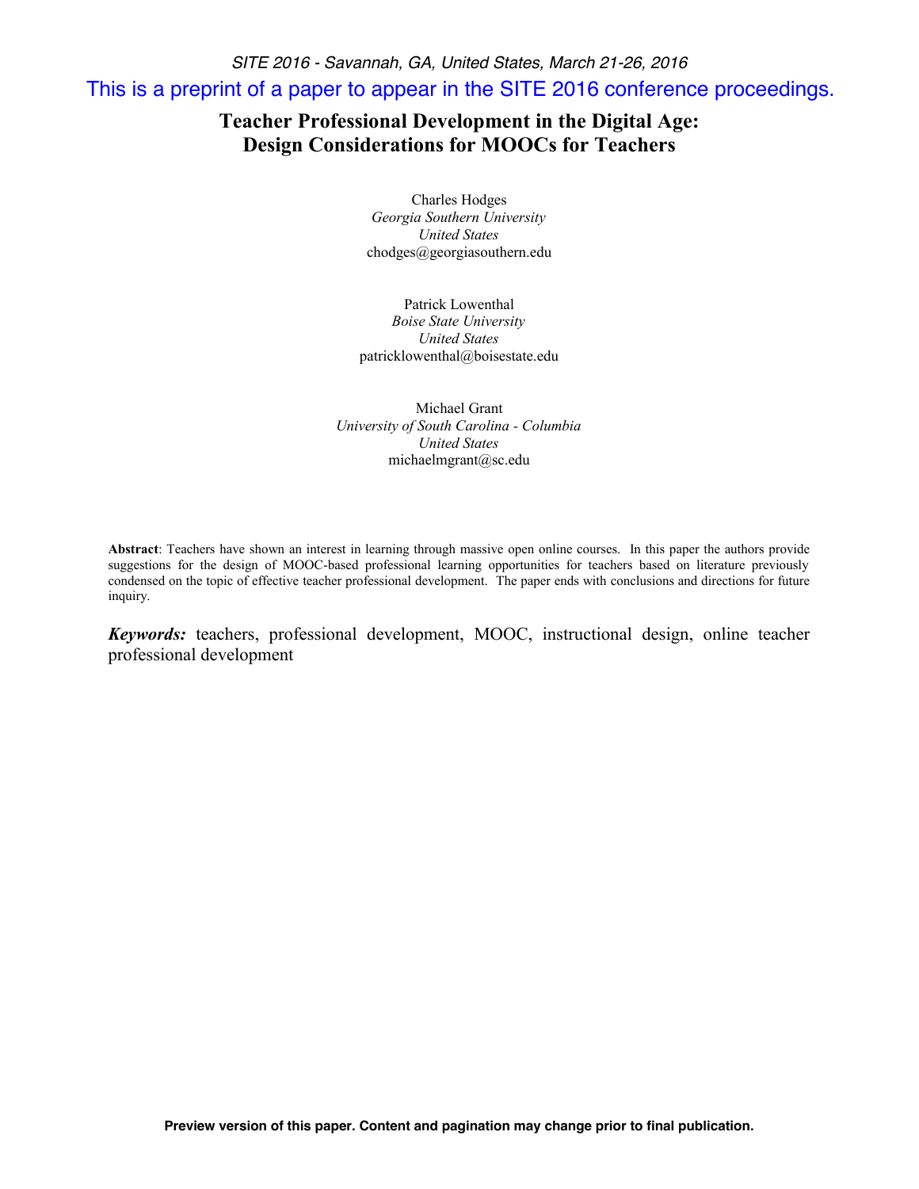SITE 2016 - Savannah, GA, United States, March 21-26, 2016

This is a preprint of a paper to appear in the SITE 2016 conference proceedings.

# Teacher Professional Development in the Digital Age: Design Considerations for MOOCs for Teachers

Charles Hodges
*Georgia Southern University*
*United States*
chodges@georgiasouthern.edu

Patrick Lowenthal
*Boise State University*
*United States*
patricklowenthal@boisestate.edu

Michael Grant
*University of South Carolina - Columbia*
*United States*
michaelmgrant@sc.edu

**Abstract**: Teachers have shown an interest in learning through massive open online courses. In this paper the authors provide suggestions for the design of MOOC-based professional learning opportunities for teachers based on literature previously condensed on the topic of effective teacher professional development. The paper ends with conclusions and directions for future inquiry.

***Keywords:*** teachers, professional development, MOOC, instructional design, online teacher professional development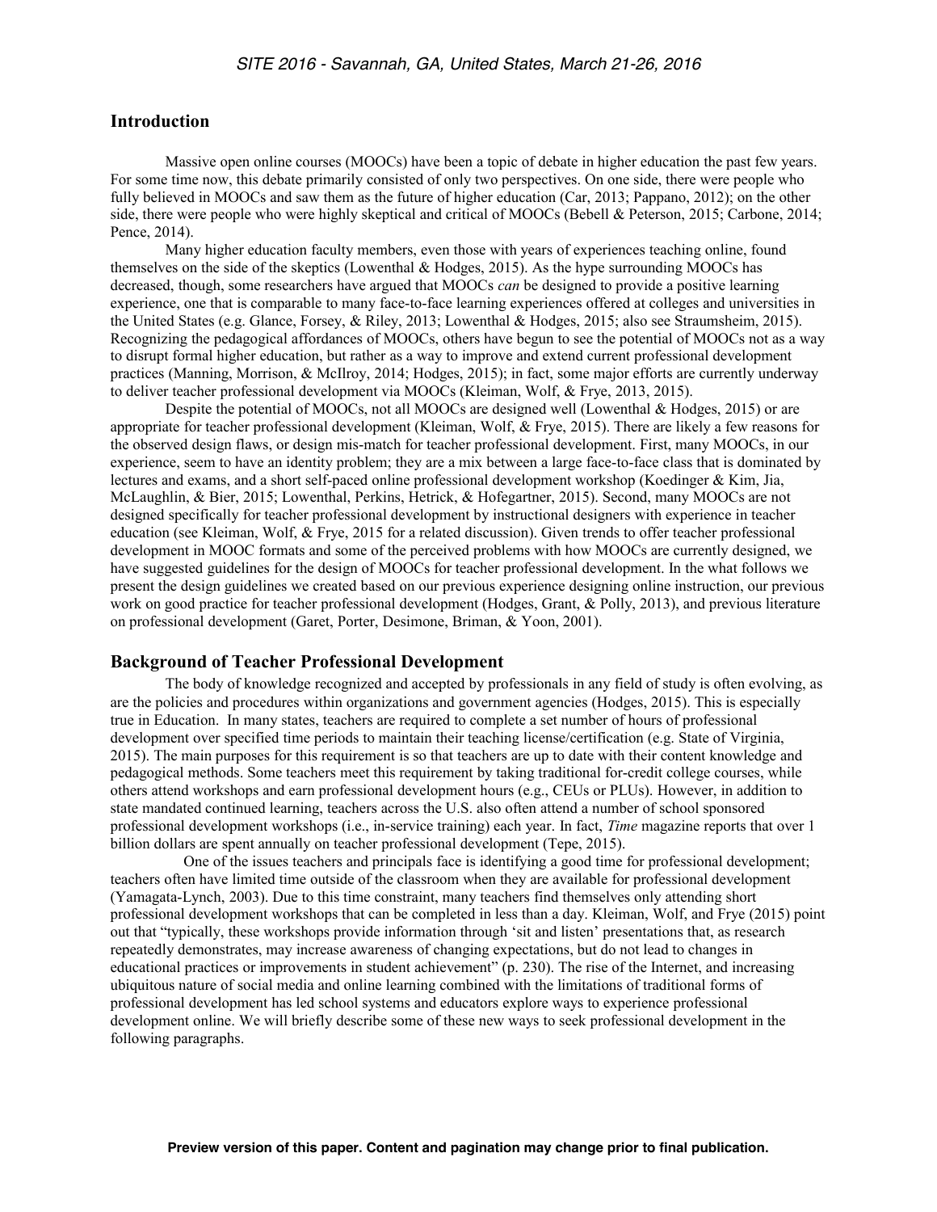## Introduction

Massive open online courses (MOOCs) have been a topic of debate in higher education the past few years. For some time now, this debate primarily consisted of only two perspectives. On one side, there were people who fully believed in MOOCs and saw them as the future of higher education (Car, 2013; Pappano, 2012); on the other side, there were people who were highly skeptical and critical of MOOCs (Bebell & Peterson, 2015; Carbone, 2014; Pence, 2014).

Many higher education faculty members, even those with years of experiences teaching online, found themselves on the side of the skeptics (Lowenthal & Hodges, 2015). As the hype surrounding MOOCs has decreased, though, some researchers have argued that MOOCs *can* be designed to provide a positive learning experience, one that is comparable to many face-to-face learning experiences offered at colleges and universities in the United States (e.g. Glance, Forsey, & Riley, 2013; Lowenthal & Hodges, 2015; also see Straumsheim, 2015). Recognizing the pedagogical affordances of MOOCs, others have begun to see the potential of MOOCs not as a way to disrupt formal higher education, but rather as a way to improve and extend current professional development practices (Manning, Morrison, & McIlroy, 2014; Hodges, 2015); in fact, some major efforts are currently underway to deliver teacher professional development via MOOCs (Kleiman, Wolf, & Frye, 2013, 2015).

Despite the potential of MOOCs, not all MOOCs are designed well (Lowenthal & Hodges, 2015) or are appropriate for teacher professional development (Kleiman, Wolf, & Frye, 2015). There are likely a few reasons for the observed design flaws, or design mis-match for teacher professional development. First, many MOOCs, in our experience, seem to have an identity problem; they are a mix between a large face-to-face class that is dominated by lectures and exams, and a short self-paced online professional development workshop (Koedinger & Kim, Jia, McLaughlin, & Bier, 2015; Lowenthal, Perkins, Hetrick, & Hofegartner, 2015). Second, many MOOCs are not designed specifically for teacher professional development by instructional designers with experience in teacher education (see Kleiman, Wolf, & Frye, 2015 for a related discussion). Given trends to offer teacher professional development in MOOC formats and some of the perceived problems with how MOOCs are currently designed, we have suggested guidelines for the design of MOOCs for teacher professional development. In the what follows we present the design guidelines we created based on our previous experience designing online instruction, our previous work on good practice for teacher professional development (Hodges, Grant, & Polly, 2013), and previous literature on professional development (Garet, Porter, Desimone, Briman, & Yoon, 2001).

## Background of Teacher Professional Development

The body of knowledge recognized and accepted by professionals in any field of study is often evolving, as are the policies and procedures within organizations and government agencies (Hodges, 2015). This is especially true in Education. In many states, teachers are required to complete a set number of hours of professional development over specified time periods to maintain their teaching license/certification (e.g. State of Virginia, 2015). The main purposes for this requirement is so that teachers are up to date with their content knowledge and pedagogical methods. Some teachers meet this requirement by taking traditional for-credit college courses, while others attend workshops and earn professional development hours (e.g., CEUs or PLUs). However, in addition to state mandated continued learning, teachers across the U.S. also often attend a number of school sponsored professional development workshops (i.e., in-service training) each year. In fact, *Time* magazine reports that over 1 billion dollars are spent annually on teacher professional development (Tepe, 2015).

One of the issues teachers and principals face is identifying a good time for professional development; teachers often have limited time outside of the classroom when they are available for professional development (Yamagata-Lynch, 2003). Due to this time constraint, many teachers find themselves only attending short professional development workshops that can be completed in less than a day. Kleiman, Wolf, and Frye (2015) point out that "typically, these workshops provide information through 'sit and listen' presentations that, as research repeatedly demonstrates, may increase awareness of changing expectations, but do not lead to changes in educational practices or improvements in student achievement" (p. 230). The rise of the Internet, and increasing ubiquitous nature of social media and online learning combined with the limitations of traditional forms of professional development has led school systems and educators explore ways to experience professional development online. We will briefly describe some of these new ways to seek professional development in the following paragraphs.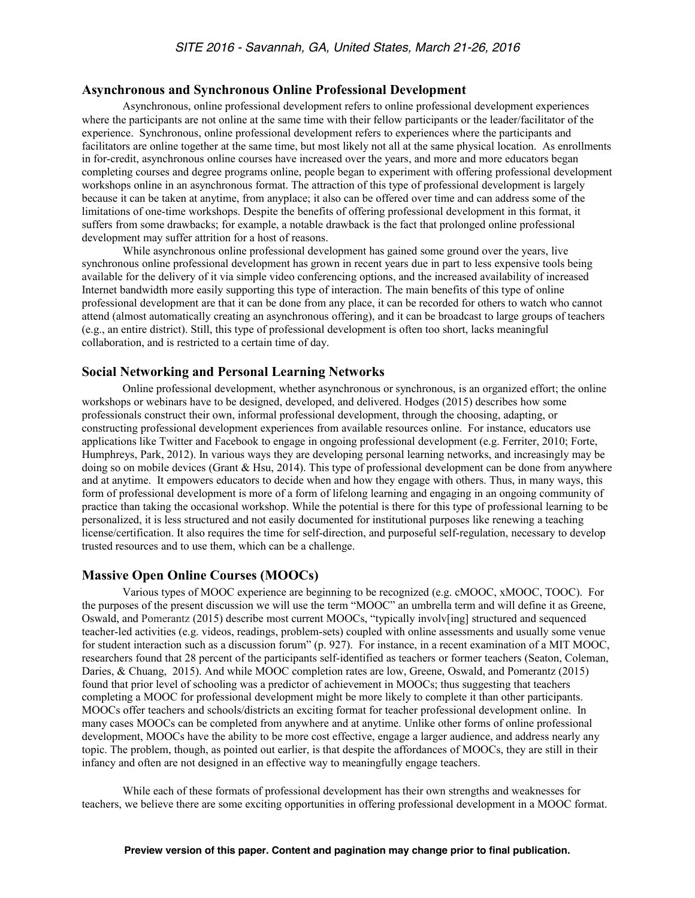## Asynchronous and Synchronous Online Professional Development

Asynchronous, online professional development refers to online professional development experiences where the participants are not online at the same time with their fellow participants or the leader/facilitator of the experience. Synchronous, online professional development refers to experiences where the participants and facilitators are online together at the same time, but most likely not all at the same physical location. As enrollments in for-credit, asynchronous online courses have increased over the years, and more and more educators began completing courses and degree programs online, people began to experiment with offering professional development workshops online in an asynchronous format. The attraction of this type of professional development is largely because it can be taken at anytime, from anyplace; it also can be offered over time and can address some of the limitations of one-time workshops. Despite the benefits of offering professional development in this format, it suffers from some drawbacks; for example, a notable drawback is the fact that prolonged online professional development may suffer attrition for a host of reasons.

While asynchronous online professional development has gained some ground over the years, live synchronous online professional development has grown in recent years due in part to less expensive tools being available for the delivery of it via simple video conferencing options, and the increased availability of increased Internet bandwidth more easily supporting this type of interaction. The main benefits of this type of online professional development are that it can be done from any place, it can be recorded for others to watch who cannot attend (almost automatically creating an asynchronous offering), and it can be broadcast to large groups of teachers (e.g., an entire district). Still, this type of professional development is often too short, lacks meaningful collaboration, and is restricted to a certain time of day.

## Social Networking and Personal Learning Networks

Online professional development, whether asynchronous or synchronous, is an organized effort; the online workshops or webinars have to be designed, developed, and delivered. Hodges (2015) describes how some professionals construct their own, informal professional development, through the choosing, adapting, or constructing professional development experiences from available resources online. For instance, educators use applications like Twitter and Facebook to engage in ongoing professional development (e.g. Ferriter, 2010; Forte, Humphreys, Park, 2012). In various ways they are developing personal learning networks, and increasingly may be doing so on mobile devices (Grant & Hsu, 2014). This type of professional development can be done from anywhere and at anytime. It empowers educators to decide when and how they engage with others. Thus, in many ways, this form of professional development is more of a form of lifelong learning and engaging in an ongoing community of practice than taking the occasional workshop. While the potential is there for this type of professional learning to be personalized, it is less structured and not easily documented for institutional purposes like renewing a teaching license/certification. It also requires the time for self-direction, and purposeful self-regulation, necessary to develop trusted resources and to use them, which can be a challenge.

## Massive Open Online Courses (MOOCs)

Various types of MOOC experience are beginning to be recognized (e.g. cMOOC, xMOOC, TOOC). For the purposes of the present discussion we will use the term "MOOC" an umbrella term and will define it as Greene, Oswald, and Pomerantz (2015) describe most current MOOCs, "typically involv[ing] structured and sequenced teacher-led activities (e.g. videos, readings, problem-sets) coupled with online assessments and usually some venue for student interaction such as a discussion forum" (p. 927). For instance, in a recent examination of a MIT MOOC, researchers found that 28 percent of the participants self-identified as teachers or former teachers (Seaton, Coleman, Daries, & Chuang, 2015). And while MOOC completion rates are low, Greene, Oswald, and Pomerantz (2015) found that prior level of schooling was a predictor of achievement in MOOCs; thus suggesting that teachers completing a MOOC for professional development might be more likely to complete it than other participants. MOOCs offer teachers and schools/districts an exciting format for teacher professional development online. In many cases MOOCs can be completed from anywhere and at anytime. Unlike other forms of online professional development, MOOCs have the ability to be more cost effective, engage a larger audience, and address nearly any topic. The problem, though, as pointed out earlier, is that despite the affordances of MOOCs, they are still in their infancy and often are not designed in an effective way to meaningfully engage teachers.

While each of these formats of professional development has their own strengths and weaknesses for teachers, we believe there are some exciting opportunities in offering professional development in a MOOC format.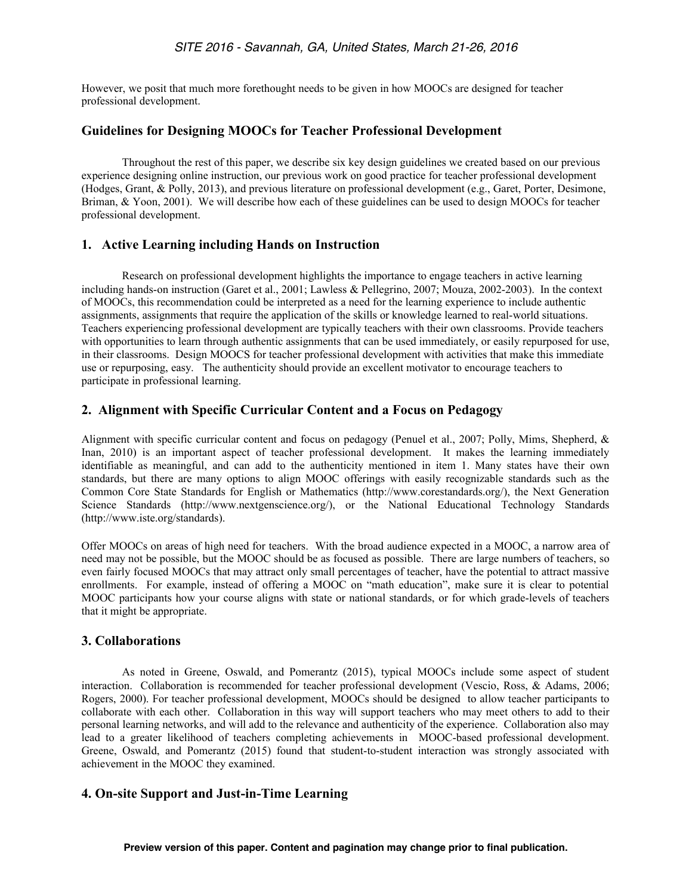However, we posit that much more forethought needs to be given in how MOOCs are designed for teacher professional development.

## Guidelines for Designing MOOCs for Teacher Professional Development

Throughout the rest of this paper, we describe six key design guidelines we created based on our previous experience designing online instruction, our previous work on good practice for teacher professional development (Hodges, Grant, & Polly, 2013), and previous literature on professional development (e.g., Garet, Porter, Desimone, Briman, & Yoon, 2001). We will describe how each of these guidelines can be used to design MOOCs for teacher professional development.

### 1. Active Learning including Hands on Instruction

Research on professional development highlights the importance to engage teachers in active learning including hands-on instruction (Garet et al., 2001; Lawless & Pellegrino, 2007; Mouza, 2002-2003). In the context of MOOCs, this recommendation could be interpreted as a need for the learning experience to include authentic assignments, assignments that require the application of the skills or knowledge learned to real-world situations. Teachers experiencing professional development are typically teachers with their own classrooms. Provide teachers with opportunities to learn through authentic assignments that can be used immediately, or easily repurposed for use, in their classrooms. Design MOOCS for teacher professional development with activities that make this immediate use or repurposing, easy. The authenticity should provide an excellent motivator to encourage teachers to participate in professional learning.

### 2. Alignment with Specific Curricular Content and a Focus on Pedagogy

Alignment with specific curricular content and focus on pedagogy (Penuel et al., 2007; Polly, Mims, Shepherd, & Inan, 2010) is an important aspect of teacher professional development. It makes the learning immediately identifiable as meaningful, and can add to the authenticity mentioned in item 1. Many states have their own standards, but there are many options to align MOOC offerings with easily recognizable standards such as the Common Core State Standards for English or Mathematics (http://www.corestandards.org/), the Next Generation Science Standards (http://www.nextgenscience.org/), or the National Educational Technology Standards (http://www.iste.org/standards).

Offer MOOCs on areas of high need for teachers. With the broad audience expected in a MOOC, a narrow area of need may not be possible, but the MOOC should be as focused as possible. There are large numbers of teachers, so even fairly focused MOOCs that may attract only small percentages of teacher, have the potential to attract massive enrollments. For example, instead of offering a MOOC on "math education", make sure it is clear to potential MOOC participants how your course aligns with state or national standards, or for which grade-levels of teachers that it might be appropriate.

### 3. Collaborations

As noted in Greene, Oswald, and Pomerantz (2015), typical MOOCs include some aspect of student interaction. Collaboration is recommended for teacher professional development (Vescio, Ross, & Adams, 2006; Rogers, 2000). For teacher professional development, MOOCs should be designed to allow teacher participants to collaborate with each other. Collaboration in this way will support teachers who may meet others to add to their personal learning networks, and will add to the relevance and authenticity of the experience. Collaboration also may lead to a greater likelihood of teachers completing achievements in MOOC-based professional development. Greene, Oswald, and Pomerantz (2015) found that student-to-student interaction was strongly associated with achievement in the MOOC they examined.

### 4. On-site Support and Just-in-Time Learning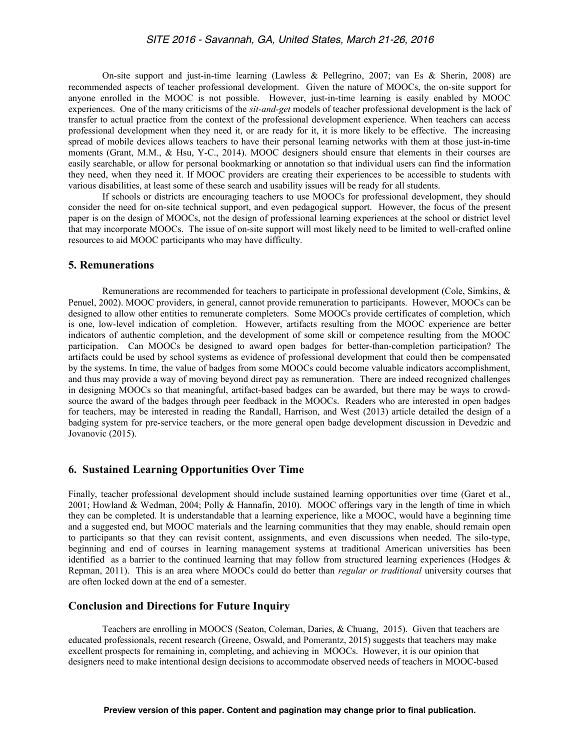On-site support and just-in-time learning (Lawless & Pellegrino, 2007; van Es & Sherin, 2008) are recommended aspects of teacher professional development. Given the nature of MOOCs, the on-site support for anyone enrolled in the MOOC is not possible. However, just-in-time learning is easily enabled by MOOC experiences. One of the many criticisms of the *sit-and-get* models of teacher professional development is the lack of transfer to actual practice from the context of the professional development experience. When teachers can access professional development when they need it, or are ready for it, it is more likely to be effective. The increasing spread of mobile devices allows teachers to have their personal learning networks with them at those just-in-time moments (Grant, M.M., & Hsu, Y-C., 2014). MOOC designers should ensure that elements in their courses are easily searchable, or allow for personal bookmarking or annotation so that individual users can find the information they need, when they need it. If MOOC providers are creating their experiences to be accessible to students with various disabilities, at least some of these search and usability issues will be ready for all students.

If schools or districts are encouraging teachers to use MOOCs for professional development, they should consider the need for on-site technical support, and even pedagogical support. However, the focus of the present paper is on the design of MOOCs, not the design of professional learning experiences at the school or district level that may incorporate MOOCs. The issue of on-site support will most likely need to be limited to well-crafted online resources to aid MOOC participants who may have difficulty.

## 5. Remunerations

Remunerations are recommended for teachers to participate in professional development (Cole, Simkins, & Penuel, 2002). MOOC providers, in general, cannot provide remuneration to participants. However, MOOCs can be designed to allow other entities to remunerate completers. Some MOOCs provide certificates of completion, which is one, low-level indication of completion. However, artifacts resulting from the MOOC experience are better indicators of authentic completion, and the development of some skill or competence resulting from the MOOC participation. Can MOOCs be designed to award open badges for better-than-completion participation? The artifacts could be used by school systems as evidence of professional development that could then be compensated by the systems. In time, the value of badges from some MOOCs could become valuable indicators accomplishment, and thus may provide a way of moving beyond direct pay as remuneration. There are indeed recognized challenges in designing MOOCs so that meaningful, artifact-based badges can be awarded, but there may be ways to crowd-source the award of the badges through peer feedback in the MOOCs. Readers who are interested in open badges for teachers, may be interested in reading the Randall, Harrison, and West (2013) article detailed the design of a badging system for pre-service teachers, or the more general open badge development discussion in Devedzic and Jovanovic (2015).

## 6. Sustained Learning Opportunities Over Time

Finally, teacher professional development should include sustained learning opportunities over time (Garet et al., 2001; Howland & Wedman, 2004; Polly & Hannafin, 2010). MOOC offerings vary in the length of time in which they can be completed. It is understandable that a learning experience, like a MOOC, would have a beginning time and a suggested end, but MOOC materials and the learning communities that they may enable, should remain open to participants so that they can revisit content, assignments, and even discussions when needed. The silo-type, beginning and end of courses in learning management systems at traditional American universities has been identified as a barrier to the continued learning that may follow from structured learning experiences (Hodges & Repman, 2011). This is an area where MOOCs could do better than *regular or traditional* university courses that are often locked down at the end of a semester.

## Conclusion and Directions for Future Inquiry

Teachers are enrolling in MOOCS (Seaton, Coleman, Daries, & Chuang, 2015). Given that teachers are educated professionals, recent research (Greene, Oswald, and Pomerantz, 2015) suggests that teachers may make excellent prospects for remaining in, completing, and achieving in MOOCs. However, it is our opinion that designers need to make intentional design decisions to accommodate observed needs of teachers in MOOC-based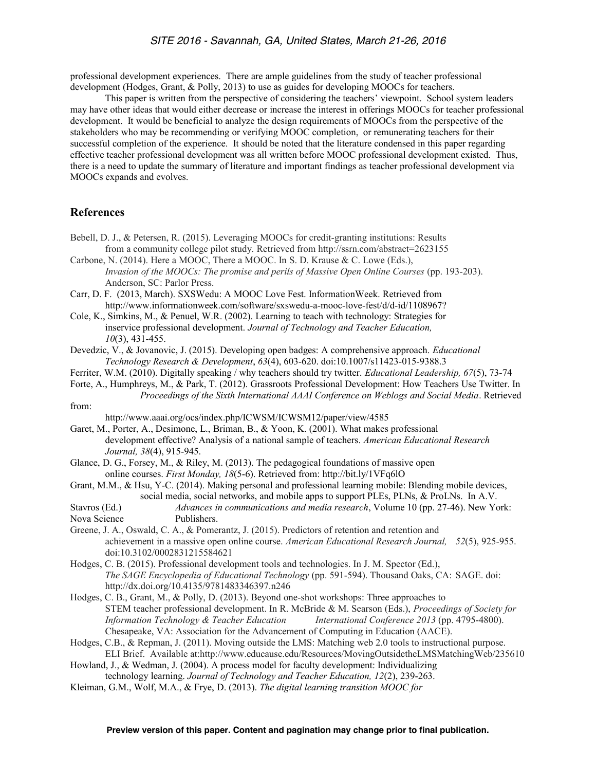professional development experiences. There are ample guidelines from the study of teacher professional development (Hodges, Grant, & Polly, 2013) to use as guides for developing MOOCs for teachers.

This paper is written from the perspective of considering the teachers' viewpoint. School system leaders may have other ideas that would either decrease or increase the interest in offerings MOOCs for teacher professional development. It would be beneficial to analyze the design requirements of MOOCs from the perspective of the stakeholders who may be recommending or verifying MOOC completion, or remunerating teachers for their successful completion of the experience. It should be noted that the literature condensed in this paper regarding effective teacher professional development was all written before MOOC professional development existed. Thus, there is a need to update the summary of literature and important findings as teacher professional development via MOOCs expands and evolves.

## References

Bebell, D. J., & Petersen, R. (2015). Leveraging MOOCs for credit-granting institutions: Results from a community college pilot study. Retrieved from http://ssrn.com/abstract=2623155

Carbone, N. (2014). Here a MOOC, There a MOOC. In S. D. Krause & C. Lowe (Eds.), *Invasion of the MOOCs: The promise and perils of Massive Open Online Courses* (pp. 193-203). Anderson, SC: Parlor Press.

Carr, D. F. (2013, March). SXSWedu: A MOOC Love Fest. InformationWeek. Retrieved from http://www.informationweek.com/software/sxswedu-a-mooc-love-fest/d/d-id/1108967?

Cole, K., Simkins, M., & Penuel, W.R. (2002). Learning to teach with technology: Strategies for inservice professional development. *Journal of Technology and Teacher Education, 10*(3), 431-455.

Devedzic, V., & Jovanovic, J. (2015). Developing open badges: A comprehensive approach. *Educational Technology Research & Development*, *63*(4), 603-620. doi:10.1007/s11423-015-9388.3

Ferriter, W.M. (2010). Digitally speaking / why teachers should try twitter. *Educational Leadership, 67*(5), 73-74

Forte, A., Humphreys, M., & Park, T. (2012). Grassroots Professional Development: How Teachers Use Twitter. In *Proceedings of the Sixth International AAAI Conference on Weblogs and Social Media*. Retrieved from: http://www.aaai.org/ocs/index.php/ICWSM/ICWSM12/paper/view/4585

Garet, M., Porter, A., Desimone, L., Briman, B., & Yoon, K. (2001). What makes professional development effective? Analysis of a national sample of teachers. *American Educational Research Journal, 38*(4), 915-945.

Glance, D. G., Forsey, M., & Riley, M. (2013). The pedagogical foundations of massive open online courses. *First Monday, 18*(5-6). Retrieved from: http://bit.ly/1VFq6lO

Grant, M.M., & Hsu, Y-C. (2014). Making personal and professional learning mobile: Blending mobile devices, social media, social networks, and mobile apps to support PLEs, PLNs, & ProLNs. In A.V. Stavros (Ed.) *Advances in communications and media research*, Volume 10 (pp. 27-46). New York: Nova Science Publishers.

Greene, J. A., Oswald, C. A., & Pomerantz, J. (2015). Predictors of retention and retention and achievement in a massive open online course. *American Educational Research Journal, 52*(5), 925-955. doi:10.3102/0002831215584621

Hodges, C. B. (2015). Professional development tools and technologies. In J. M. Spector (Ed.), *The SAGE Encyclopedia of Educational Technology* (pp. 591-594). Thousand Oaks, CA: SAGE. doi: http://dx.doi.org/10.4135/9781483346397.n246

Hodges, C. B., Grant, M., & Polly, D. (2013). Beyond one-shot workshops: Three approaches to STEM teacher professional development. In R. McBride & M. Searson (Eds.), *Proceedings of Society for Information Technology & Teacher Education International Conference 2013* (pp. 4795-4800). Chesapeake, VA: Association for the Advancement of Computing in Education (AACE).

Hodges, C.B., & Repman, J. (2011). Moving outside the LMS: Matching web 2.0 tools to instructional purpose. ELI Brief. Available at:http://www.educause.edu/Resources/MovingOutsidetheLMSMatchingWeb/235610

Howland, J., & Wedman, J. (2004). A process model for faculty development: Individualizing technology learning. *Journal of Technology and Teacher Education, 12*(2), 239-263.

Kleiman, G.M., Wolf, M.A., & Frye, D. (2013). *The digital learning transition MOOC for*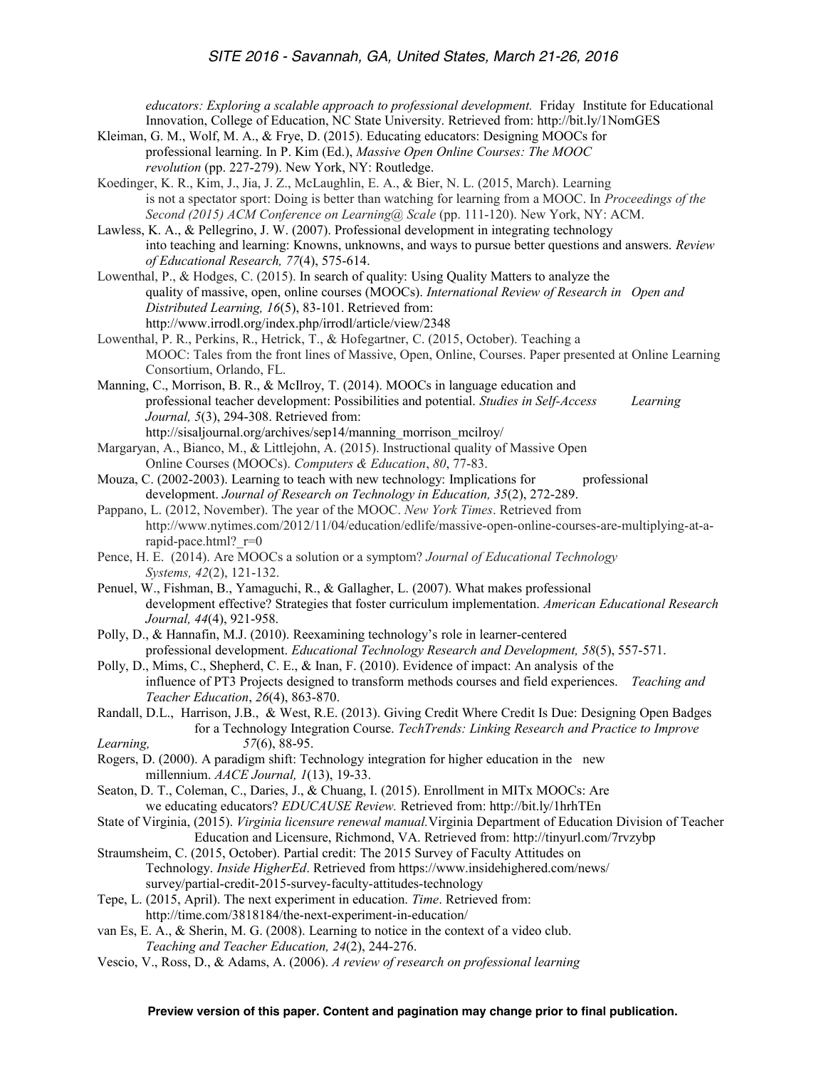*educators: Exploring a scalable approach to professional development.* Friday Institute for Educational Innovation, College of Education, NC State University. Retrieved from: http://bit.ly/1NomGES

Kleiman, G. M., Wolf, M. A., & Frye, D. (2015). Educating educators: Designing MOOCs for professional learning. In P. Kim (Ed.), *Massive Open Online Courses: The MOOC revolution* (pp. 227-279). New York, NY: Routledge.

Koedinger, K. R., Kim, J., Jia, J. Z., McLaughlin, E. A., & Bier, N. L. (2015, March). Learning is not a spectator sport: Doing is better than watching for learning from a MOOC. In *Proceedings of the Second (2015) ACM Conference on Learning@ Scale* (pp. 111-120). New York, NY: ACM.

Lawless, K. A., & Pellegrino, J. W. (2007). Professional development in integrating technology into teaching and learning: Knowns, unknowns, and ways to pursue better questions and answers. *Review of Educational Research, 77*(4), 575-614.

Lowenthal, P., & Hodges, C. (2015). In search of quality: Using Quality Matters to analyze the quality of massive, open, online courses (MOOCs). *International Review of Research in Open and Distributed Learning, 16*(5), 83-101. Retrieved from: http://www.irrodl.org/index.php/irrodl/article/view/2348

Lowenthal, P. R., Perkins, R., Hetrick, T., & Hofegartner, C. (2015, October). Teaching a MOOC: Tales from the front lines of Massive, Open, Online, Courses. Paper presented at Online Learning Consortium, Orlando, FL.

Manning, C., Morrison, B. R., & McIlroy, T. (2014). MOOCs in language education and professional teacher development: Possibilities and potential. *Studies in Self-Access Learning Journal, 5*(3), 294-308. Retrieved from: http://sisaljournal.org/archives/sep14/manning_morrison_mcilroy/

Margaryan, A., Bianco, M., & Littlejohn, A. (2015). Instructional quality of Massive Open Online Courses (MOOCs). *Computers & Education*, *80*, 77-83.

Mouza, C. (2002-2003). Learning to teach with new technology: Implications for professional development. *Journal of Research on Technology in Education, 35*(2), 272-289.

Pappano, L. (2012, November). The year of the MOOC. *New York Times*. Retrieved from http://www.nytimes.com/2012/11/04/education/edlife/massive-open-online-courses-are-multiplying-at-a-rapid-pace.html?_r=0

Pence, H. E. (2014). Are MOOCs a solution or a symptom? *Journal of Educational Technology Systems, 42*(2), 121-132.

Penuel, W., Fishman, B., Yamaguchi, R., & Gallagher, L. (2007). What makes professional development effective? Strategies that foster curriculum implementation. *American Educational Research Journal, 44*(4), 921-958.

Polly, D., & Hannafin, M.J. (2010). Reexamining technology's role in learner-centered professional development. *Educational Technology Research and Development, 58*(5), 557-571.

Polly, D., Mims, C., Shepherd, C. E., & Inan, F. (2010). Evidence of impact: An analysis of the influence of PT3 Projects designed to transform methods courses and field experiences. *Teaching and Teacher Education*, *26*(4), 863-870.

Randall, D.L., Harrison, J.B., & West, R.E. (2013). Giving Credit Where Credit Is Due: Designing Open Badges for a Technology Integration Course. *TechTrends: Linking Research and Practice to Improve Learning,* *57*(6), 88-95.

Rogers, D. (2000). A paradigm shift: Technology integration for higher education in the new millennium. *AACE Journal, 1*(13), 19-33.

Seaton, D. T., Coleman, C., Daries, J., & Chuang, I. (2015). Enrollment in MITx MOOCs: Are we educating educators? *EDUCAUSE Review.* Retrieved from: http://bit.ly/1hrhTEn

State of Virginia, (2015). *Virginia licensure renewal manual.* Virginia Department of Education Division of Teacher Education and Licensure, Richmond, VA. Retrieved from: http://tinyurl.com/7rvzybp

Straumsheim, C. (2015, October). Partial credit: The 2015 Survey of Faculty Attitudes on Technology. *Inside HigherEd*. Retrieved from https://www.insidehighered.com/news/survey/partial-credit-2015-survey-faculty-attitudes-technology

Tepe, L. (2015, April). The next experiment in education. *Time*. Retrieved from: http://time.com/3818184/the-next-experiment-in-education/

van Es, E. A., & Sherin, M. G. (2008). Learning to notice in the context of a video club. *Teaching and Teacher Education, 24*(2), 244-276.

Vescio, V., Ross, D., & Adams, A. (2006). *A review of research on professional learning*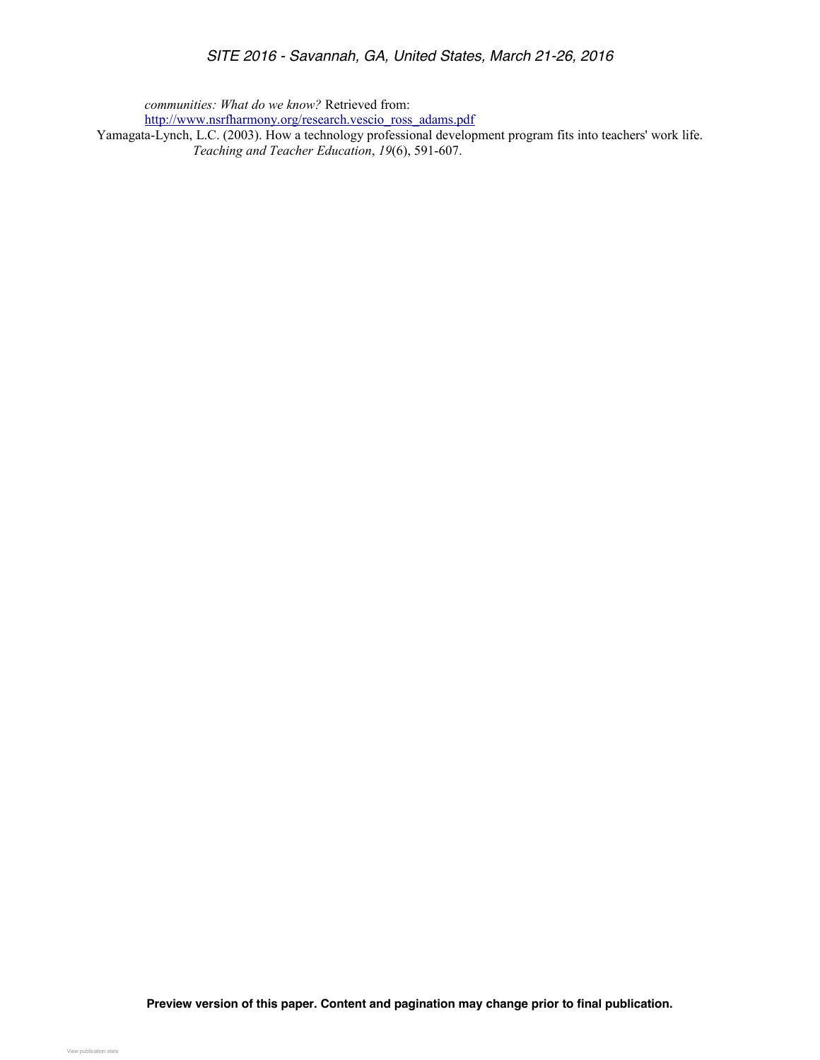*communities: What do we know?* Retrieved from: http://www.nsrfharmony.org/research.vescio_ross_adams.pdf

Yamagata-Lynch, L.C. (2003). How a technology professional development program fits into teachers' work life. *Teaching and Teacher Education*, *19*(6), 591-607.

**Preview version of this paper. Content and pagination may change prior to final publication.**